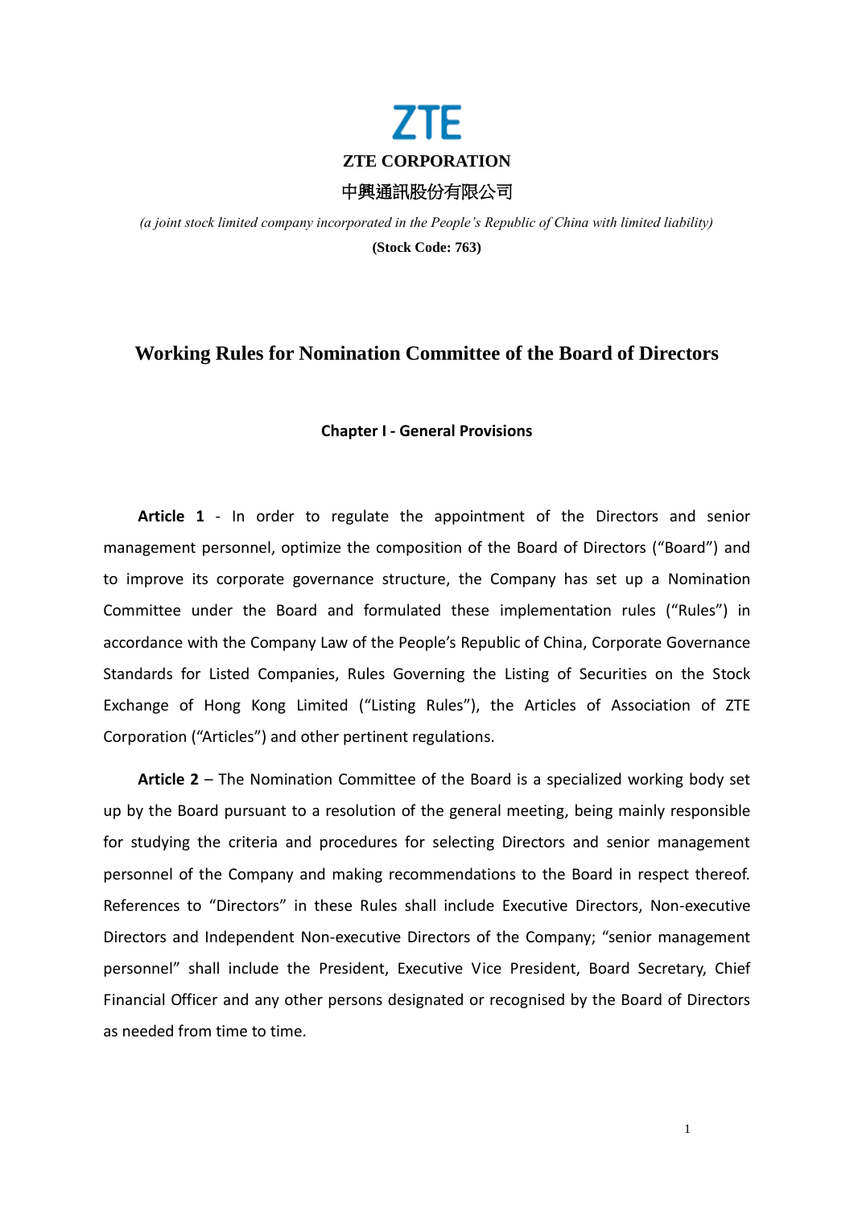**ZTE CORPORATION**

**中興通訊股份有限公司**

*(a joint stock limited company incorporated in the People's Republic of China with limited liability)*

**(Stock Code: 763)**

# Working Rules for Nomination Committee of the Board of Directors

## Chapter I - General Provisions

**Article 1** - In order to regulate the appointment of the Directors and senior management personnel, optimize the composition of the Board of Directors ("Board") and to improve its corporate governance structure, the Company has set up a Nomination Committee under the Board and formulated these implementation rules ("Rules") in accordance with the Company Law of the People's Republic of China, Corporate Governance Standards for Listed Companies, Rules Governing the Listing of Securities on the Stock Exchange of Hong Kong Limited ("Listing Rules"), the Articles of Association of ZTE Corporation ("Articles") and other pertinent regulations.

**Article 2** – The Nomination Committee of the Board is a specialized working body set up by the Board pursuant to a resolution of the general meeting, being mainly responsible for studying the criteria and procedures for selecting Directors and senior management personnel of the Company and making recommendations to the Board in respect thereof. References to "Directors" in these Rules shall include Executive Directors, Non-executive Directors and Independent Non-executive Directors of the Company; "senior management personnel" shall include the President, Executive Vice President, Board Secretary, Chief Financial Officer and any other persons designated or recognised by the Board of Directors as needed from time to time.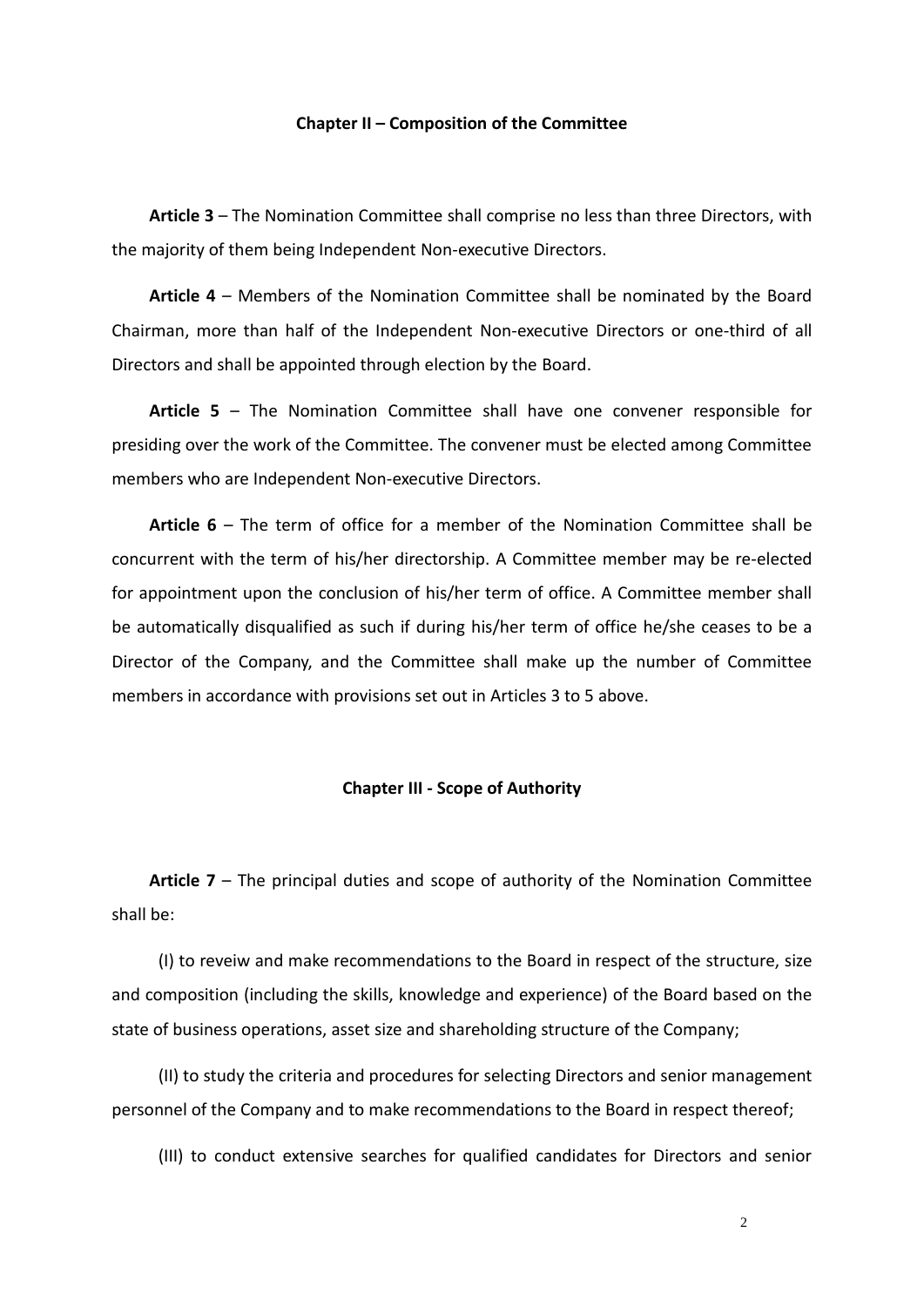## Chapter II – Composition of the Committee

**Article 3** – The Nomination Committee shall comprise no less than three Directors, with the majority of them being Independent Non-executive Directors.

**Article 4** – Members of the Nomination Committee shall be nominated by the Board Chairman, more than half of the Independent Non-executive Directors or one-third of all Directors and shall be appointed through election by the Board.

**Article 5** – The Nomination Committee shall have one convener responsible for presiding over the work of the Committee. The convener must be elected among Committee members who are Independent Non-executive Directors.

**Article 6** – The term of office for a member of the Nomination Committee shall be concurrent with the term of his/her directorship. A Committee member may be re-elected for appointment upon the conclusion of his/her term of office. A Committee member shall be automatically disqualified as such if during his/her term of office he/she ceases to be a Director of the Company, and the Committee shall make up the number of Committee members in accordance with provisions set out in Articles 3 to 5 above.

## Chapter III - Scope of Authority

**Article 7** – The principal duties and scope of authority of the Nomination Committee shall be:

(I) to reveiw and make recommendations to the Board in respect of the structure, size and composition (including the skills, knowledge and experience) of the Board based on the state of business operations, asset size and shareholding structure of the Company;

(II) to study the criteria and procedures for selecting Directors and senior management personnel of the Company and to make recommendations to the Board in respect thereof;

(III) to conduct extensive searches for qualified candidates for Directors and senior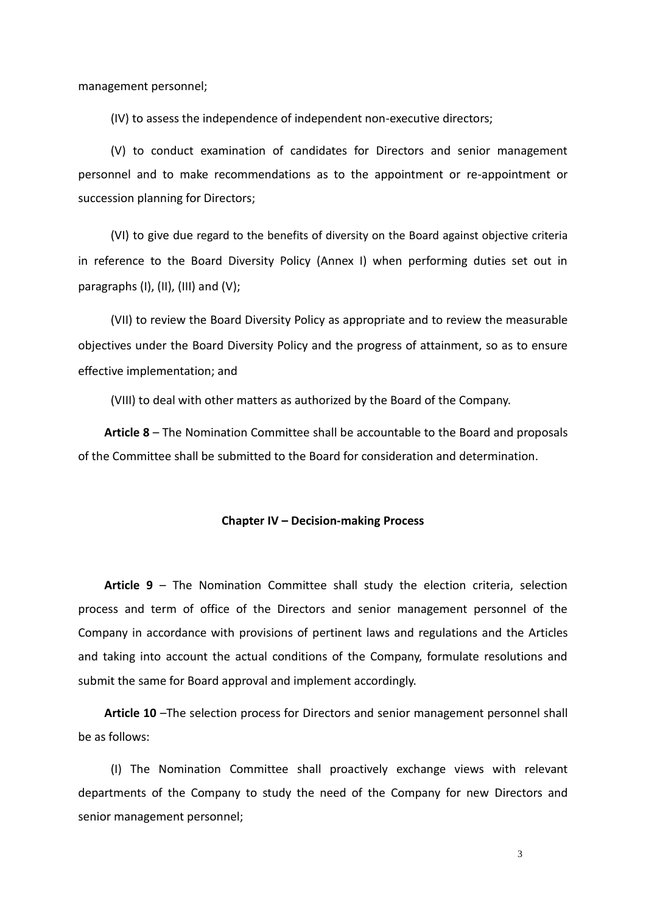management personnel;

(IV) to assess the independence of independent non-executive directors;

(V) to conduct examination of candidates for Directors and senior management personnel and to make recommendations as to the appointment or re-appointment or succession planning for Directors;

(VI) to give due regard to the benefits of diversity on the Board against objective criteria in reference to the Board Diversity Policy (Annex I) when performing duties set out in paragraphs (I), (II), (III) and (V);

(VII) to review the Board Diversity Policy as appropriate and to review the measurable objectives under the Board Diversity Policy and the progress of attainment, so as to ensure effective implementation; and

(VIII) to deal with other matters as authorized by the Board of the Company.

**Article 8** – The Nomination Committee shall be accountable to the Board and proposals of the Committee shall be submitted to the Board for consideration and determination.

## Chapter IV – Decision-making Process

**Article 9** – The Nomination Committee shall study the election criteria, selection process and term of office of the Directors and senior management personnel of the Company in accordance with provisions of pertinent laws and regulations and the Articles and taking into account the actual conditions of the Company, formulate resolutions and submit the same for Board approval and implement accordingly.

**Article 10** –The selection process for Directors and senior management personnel shall be as follows:

(I) The Nomination Committee shall proactively exchange views with relevant departments of the Company to study the need of the Company for new Directors and senior management personnel;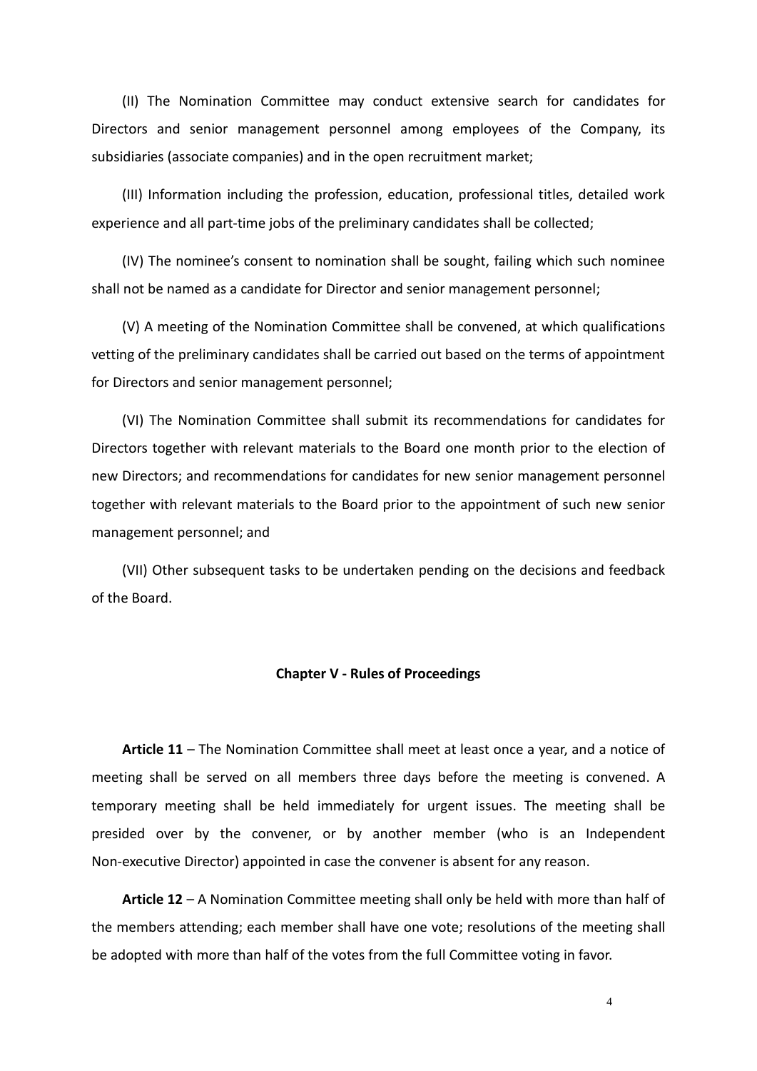(II) The Nomination Committee may conduct extensive search for candidates for Directors and senior management personnel among employees of the Company, its subsidiaries (associate companies) and in the open recruitment market;

(III) Information including the profession, education, professional titles, detailed work experience and all part-time jobs of the preliminary candidates shall be collected;

(IV) The nominee's consent to nomination shall be sought, failing which such nominee shall not be named as a candidate for Director and senior management personnel;

(V) A meeting of the Nomination Committee shall be convened, at which qualifications vetting of the preliminary candidates shall be carried out based on the terms of appointment for Directors and senior management personnel;

(VI) The Nomination Committee shall submit its recommendations for candidates for Directors together with relevant materials to the Board one month prior to the election of new Directors; and recommendations for candidates for new senior management personnel together with relevant materials to the Board prior to the appointment of such new senior management personnel; and

(VII) Other subsequent tasks to be undertaken pending on the decisions and feedback of the Board.

## Chapter V - Rules of Proceedings

**Article 11** – The Nomination Committee shall meet at least once a year, and a notice of meeting shall be served on all members three days before the meeting is convened. A temporary meeting shall be held immediately for urgent issues. The meeting shall be presided over by the convener, or by another member (who is an Independent Non-executive Director) appointed in case the convener is absent for any reason.

**Article 12** – A Nomination Committee meeting shall only be held with more than half of the members attending; each member shall have one vote; resolutions of the meeting shall be adopted with more than half of the votes from the full Committee voting in favor.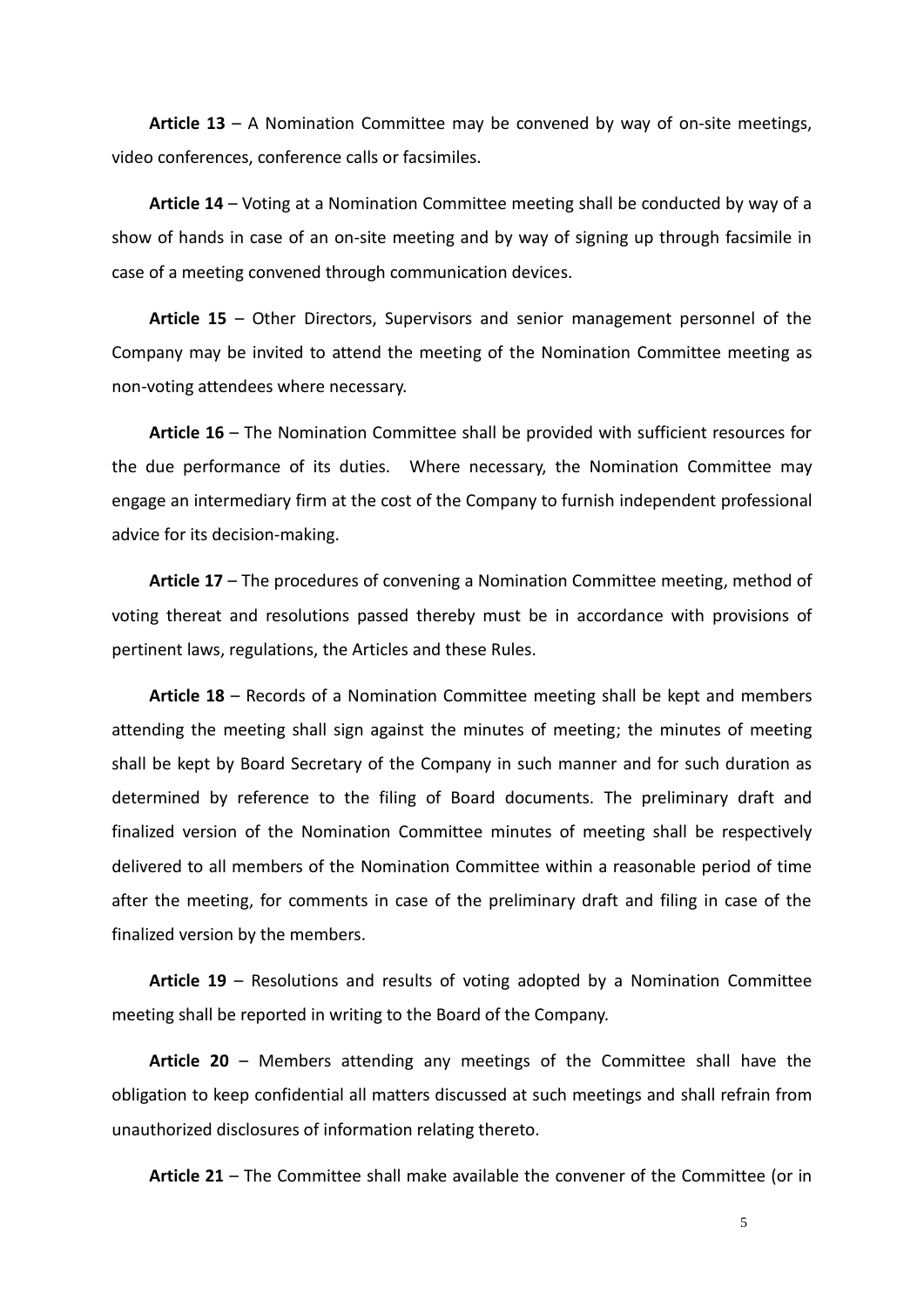**Article 13** – A Nomination Committee may be convened by way of on-site meetings, video conferences, conference calls or facsimiles.

**Article 14** – Voting at a Nomination Committee meeting shall be conducted by way of a show of hands in case of an on-site meeting and by way of signing up through facsimile in case of a meeting convened through communication devices.

**Article 15** – Other Directors, Supervisors and senior management personnel of the Company may be invited to attend the meeting of the Nomination Committee meeting as non-voting attendees where necessary.

**Article 16** – The Nomination Committee shall be provided with sufficient resources for the due performance of its duties. Where necessary, the Nomination Committee may engage an intermediary firm at the cost of the Company to furnish independent professional advice for its decision-making.

**Article 17** – The procedures of convening a Nomination Committee meeting, method of voting thereat and resolutions passed thereby must be in accordance with provisions of pertinent laws, regulations, the Articles and these Rules.

**Article 18** – Records of a Nomination Committee meeting shall be kept and members attending the meeting shall sign against the minutes of meeting; the minutes of meeting shall be kept by Board Secretary of the Company in such manner and for such duration as determined by reference to the filing of Board documents. The preliminary draft and finalized version of the Nomination Committee minutes of meeting shall be respectively delivered to all members of the Nomination Committee within a reasonable period of time after the meeting, for comments in case of the preliminary draft and filing in case of the finalized version by the members.

**Article 19** – Resolutions and results of voting adopted by a Nomination Committee meeting shall be reported in writing to the Board of the Company.

**Article 20** – Members attending any meetings of the Committee shall have the obligation to keep confidential all matters discussed at such meetings and shall refrain from unauthorized disclosures of information relating thereto.

**Article 21** – The Committee shall make available the convener of the Committee (or in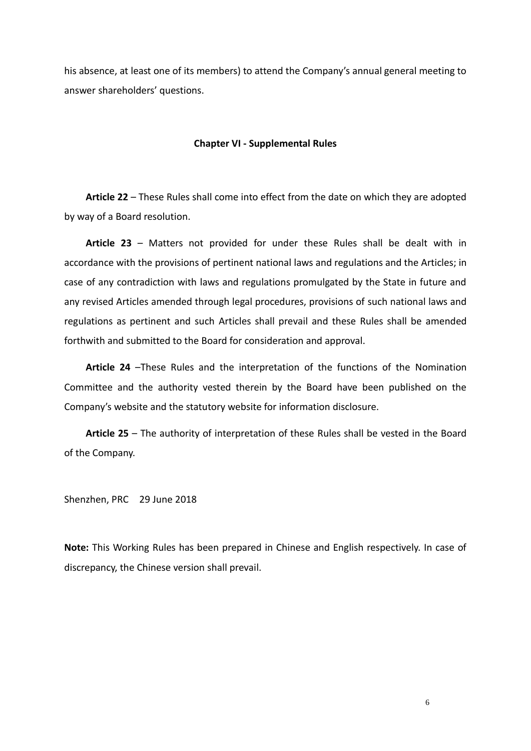his absence, at least one of its members) to attend the Company's annual general meeting to answer shareholders' questions.

**Chapter VI - Supplemental Rules**

**Article 22** – These Rules shall come into effect from the date on which they are adopted by way of a Board resolution.

**Article 23** – Matters not provided for under these Rules shall be dealt with in accordance with the provisions of pertinent national laws and regulations and the Articles; in case of any contradiction with laws and regulations promulgated by the State in future and any revised Articles amended through legal procedures, provisions of such national laws and regulations as pertinent and such Articles shall prevail and these Rules shall be amended forthwith and submitted to the Board for consideration and approval.

**Article 24** –These Rules and the interpretation of the functions of the Nomination Committee and the authority vested therein by the Board have been published on the Company's website and the statutory website for information disclosure.

**Article 25** – The authority of interpretation of these Rules shall be vested in the Board of the Company.

Shenzhen, PRC 29 June 2018

**Note:** This Working Rules has been prepared in Chinese and English respectively. In case of discrepancy, the Chinese version shall prevail.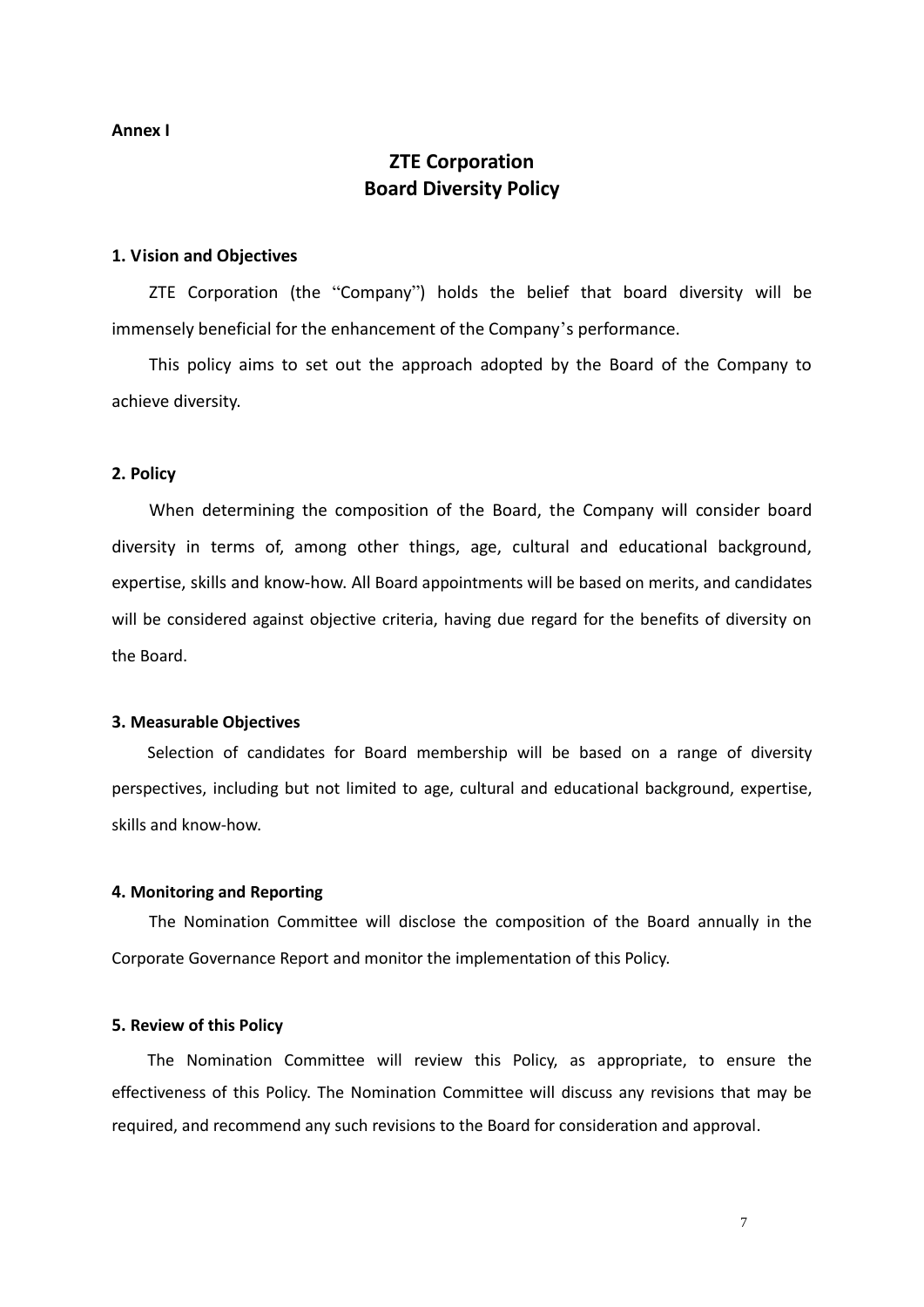**Annex I**

# ZTE Corporation
# Board Diversity Policy

## 1. Vision and Objectives

ZTE Corporation (the "Company") holds the belief that board diversity will be immensely beneficial for the enhancement of the Company's performance.

This policy aims to set out the approach adopted by the Board of the Company to achieve diversity.

## 2. Policy

When determining the composition of the Board, the Company will consider board diversity in terms of, among other things, age, cultural and educational background, expertise, skills and know-how. All Board appointments will be based on merits, and candidates will be considered against objective criteria, having due regard for the benefits of diversity on the Board.

## 3. Measurable Objectives

Selection of candidates for Board membership will be based on a range of diversity perspectives, including but not limited to age, cultural and educational background, expertise, skills and know-how.

## 4. Monitoring and Reporting

The Nomination Committee will disclose the composition of the Board annually in the Corporate Governance Report and monitor the implementation of this Policy.

## 5. Review of this Policy

The Nomination Committee will review this Policy, as appropriate, to ensure the effectiveness of this Policy. The Nomination Committee will discuss any revisions that may be required, and recommend any such revisions to the Board for consideration and approval.